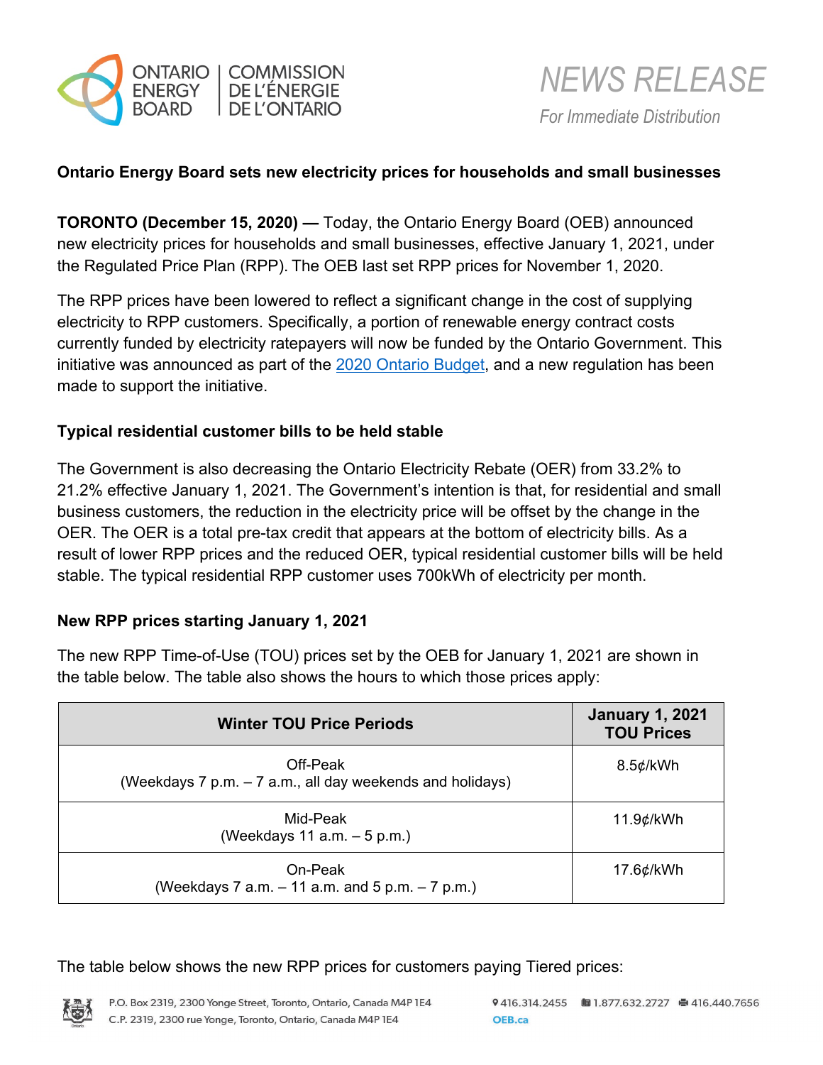ONTARIO ENERGY BOARD | COMMISSION DE L'ÉNERGIE DE L'ONTARIO

*NEWS RELEASE*

*For Immediate Distribution*

**Ontario Energy Board sets new electricity prices for households and small businesses**

**TORONTO (December 15, 2020) —** Today, the Ontario Energy Board (OEB) announced new electricity prices for households and small businesses, effective January 1, 2021, under the Regulated Price Plan (RPP). The OEB last set RPP prices for November 1, 2020.

The RPP prices have been lowered to reflect a significant change in the cost of supplying electricity to RPP customers. Specifically, a portion of renewable energy contract costs currently funded by electricity ratepayers will now be funded by the Ontario Government. This initiative was announced as part of the 2020 Ontario Budget, and a new regulation has been made to support the initiative.

**Typical residential customer bills to be held stable**

The Government is also decreasing the Ontario Electricity Rebate (OER) from 33.2% to 21.2% effective January 1, 2021. The Government's intention is that, for residential and small business customers, the reduction in the electricity price will be offset by the change in the OER. The OER is a total pre-tax credit that appears at the bottom of electricity bills. As a result of lower RPP prices and the reduced OER, typical residential customer bills will be held stable. The typical residential RPP customer uses 700kWh of electricity per month.

**New RPP prices starting January 1, 2021**

The new RPP Time-of-Use (TOU) prices set by the OEB for January 1, 2021 are shown in the table below. The table also shows the hours to which those prices apply:

| Winter TOU Price Periods | January 1, 2021 TOU Prices |
|---|---|
| Off-Peak (Weekdays 7 p.m. – 7 a.m., all day weekends and holidays) | 8.5¢/kWh |
| Mid-Peak (Weekdays 11 a.m. – 5 p.m.) | 11.9¢/kWh |
| On-Peak (Weekdays 7 a.m. – 11 a.m. and 5 p.m. – 7 p.m.) | 17.6¢/kWh |

The table below shows the new RPP prices for customers paying Tiered prices: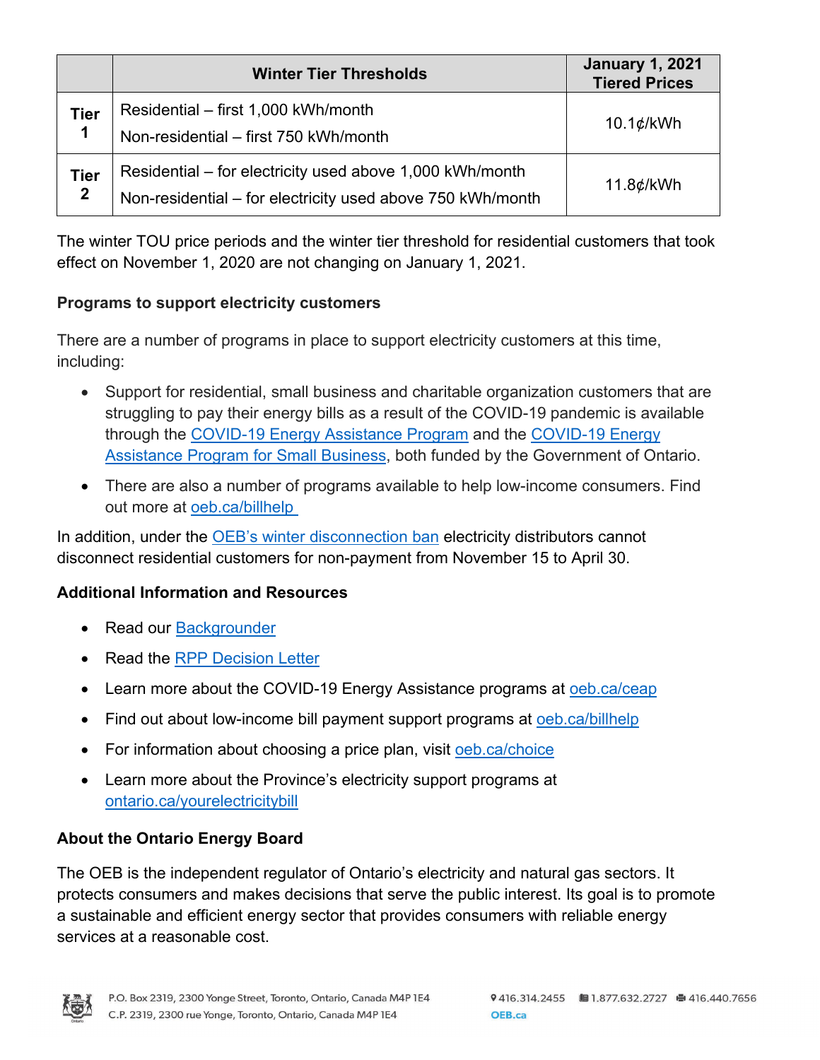| | Winter Tier Thresholds | January 1, 2021 Tiered Prices |
|---|---|---|
| Tier 1 | Residential – first 1,000 kWh/month<br>Non-residential – first 750 kWh/month | 10.1¢/kWh |
| Tier 2 | Residential – for electricity used above 1,000 kWh/month<br>Non-residential – for electricity used above 750 kWh/month | 11.8¢/kWh |

The winter TOU price periods and the winter tier threshold for residential customers that took effect on November 1, 2020 are not changing on January 1, 2021.

**Programs to support electricity customers**

There are a number of programs in place to support electricity customers at this time, including:

- Support for residential, small business and charitable organization customers that are struggling to pay their energy bills as a result of the COVID-19 pandemic is available through the COVID-19 Energy Assistance Program and the COVID-19 Energy Assistance Program for Small Business, both funded by the Government of Ontario.
- There are also a number of programs available to help low-income consumers. Find out more at oeb.ca/billhelp

In addition, under the OEB's winter disconnection ban electricity distributors cannot disconnect residential customers for non-payment from November 15 to April 30.

**Additional Information and Resources**

- Read our Backgrounder
- Read the RPP Decision Letter
- Learn more about the COVID-19 Energy Assistance programs at oeb.ca/ceap
- Find out about low-income bill payment support programs at oeb.ca/billhelp
- For information about choosing a price plan, visit oeb.ca/choice
- Learn more about the Province's electricity support programs at ontario.ca/yourelectricitybill

**About the Ontario Energy Board**

The OEB is the independent regulator of Ontario's electricity and natural gas sectors. It protects consumers and makes decisions that serve the public interest. Its goal is to promote a sustainable and efficient energy sector that provides consumers with reliable energy services at a reasonable cost.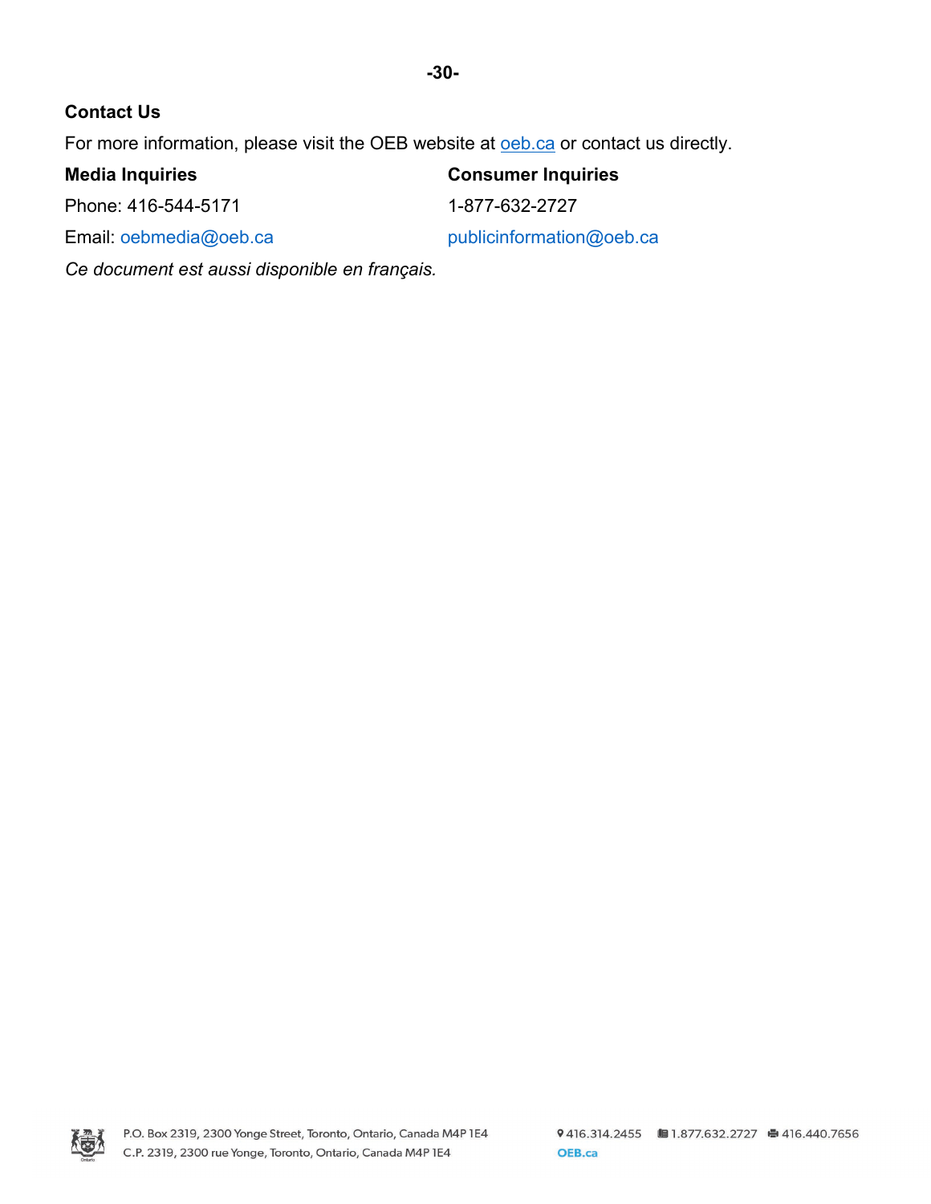## Contact Us

For more information, please visit the OEB website at oeb.ca or contact us directly.

**Media Inquiries**

Phone: 416-544-5171

Email: oebmedia@oeb.ca

**Consumer Inquiries**

1-877-632-2727

publicinformation@oeb.ca

*Ce document est aussi disponible en français.*

P.O. Box 2319, 2300 Yonge Street, Toronto, Ontario, Canada M4P 1E4
C.P. 2319, 2300 rue Yonge, Toronto, Ontario, Canada M4P 1E4

416.314.2455 1.877.632.2727 416.440.7656
OEB.ca